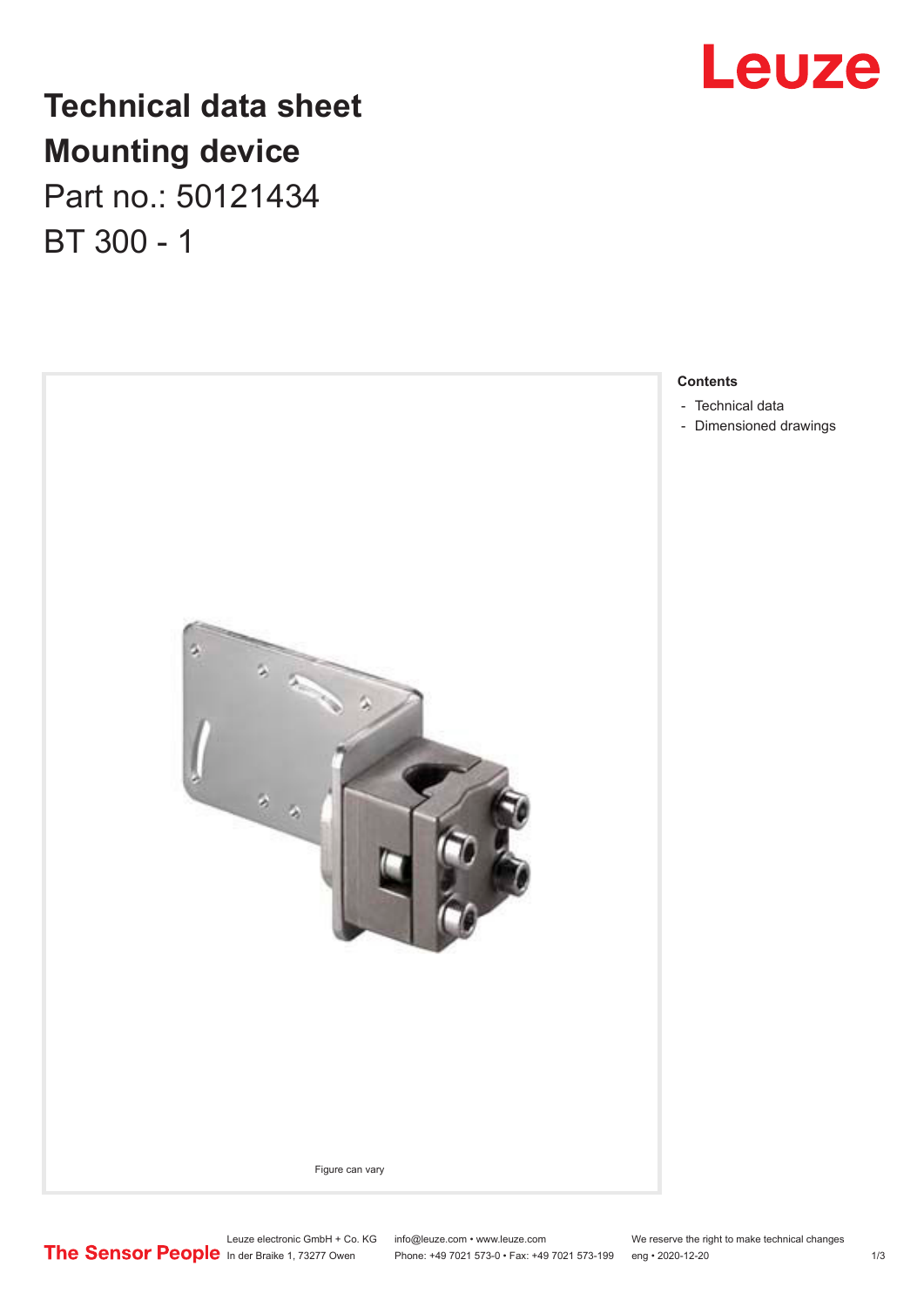# Technical data sheet

## Mounting device

Part no.: 50121434

BT 300 - 1

Figure can vary

**Contents**

- Technical data
- Dimensioned drawings

Leuze electronic GmbH + Co. KG
In der Braike 1, 73277 Owen

info@leuze.com • www.leuze.com
Phone: +49 7021 573-0 • Fax: +49 7021 573-199

We reserve the right to make technical changes
eng • 2020-12-20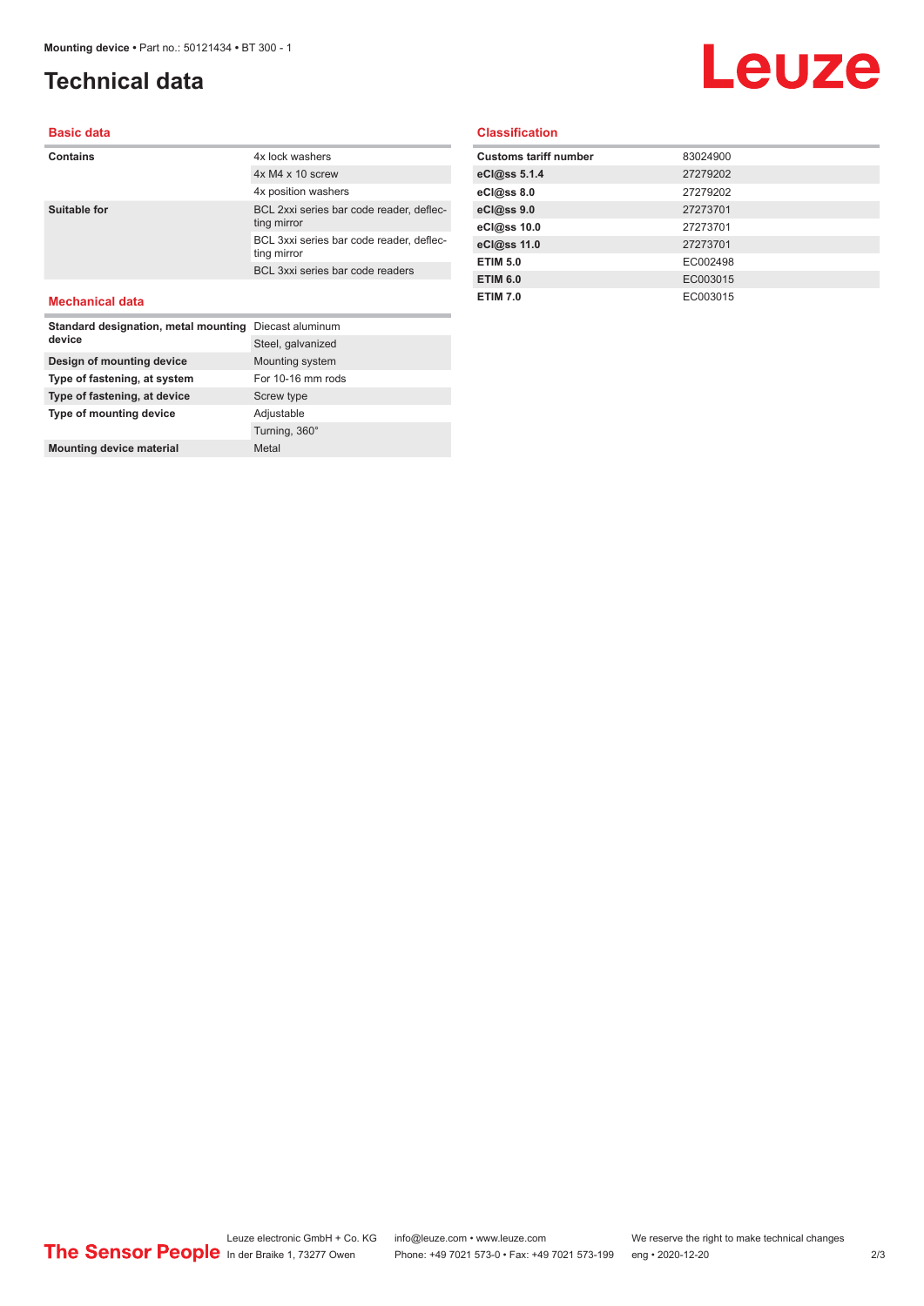# Technical data

## Basic data

| | |
|---|---|
| **Contains** | 4x lock washers |
| | 4x M4 x 10 screw |
| | 4x position washers |
| **Suitable for** | BCL 2xxi series bar code reader, deflecting mirror |
| | BCL 3xxi series bar code reader, deflecting mirror |
| | BCL 3xxi series bar code readers |

## Mechanical data

| | |
|---|---|
| **Standard designation, metal mounting device** | Diecast aluminum |
| | Steel, galvanized |
| **Design of mounting device** | Mounting system |
| **Type of fastening, at system** | For 10-16 mm rods |
| **Type of fastening, at device** | Screw type |
| **Type of mounting device** | Adjustable |
| | Turning, 360° |
| **Mounting device material** | Metal |

## Classification

| | |
|---|---|
| **Customs tariff number** | 83024900 |
| **eCl@ss 5.1.4** | 27279202 |
| **eCl@ss 8.0** | 27279202 |
| **eCl@ss 9.0** | 27273701 |
| **eCl@ss 10.0** | 27273701 |
| **eCl@ss 11.0** | 27273701 |
| **ETIM 5.0** | EC002498 |
| **ETIM 6.0** | EC003015 |
| **ETIM 7.0** | EC003015 |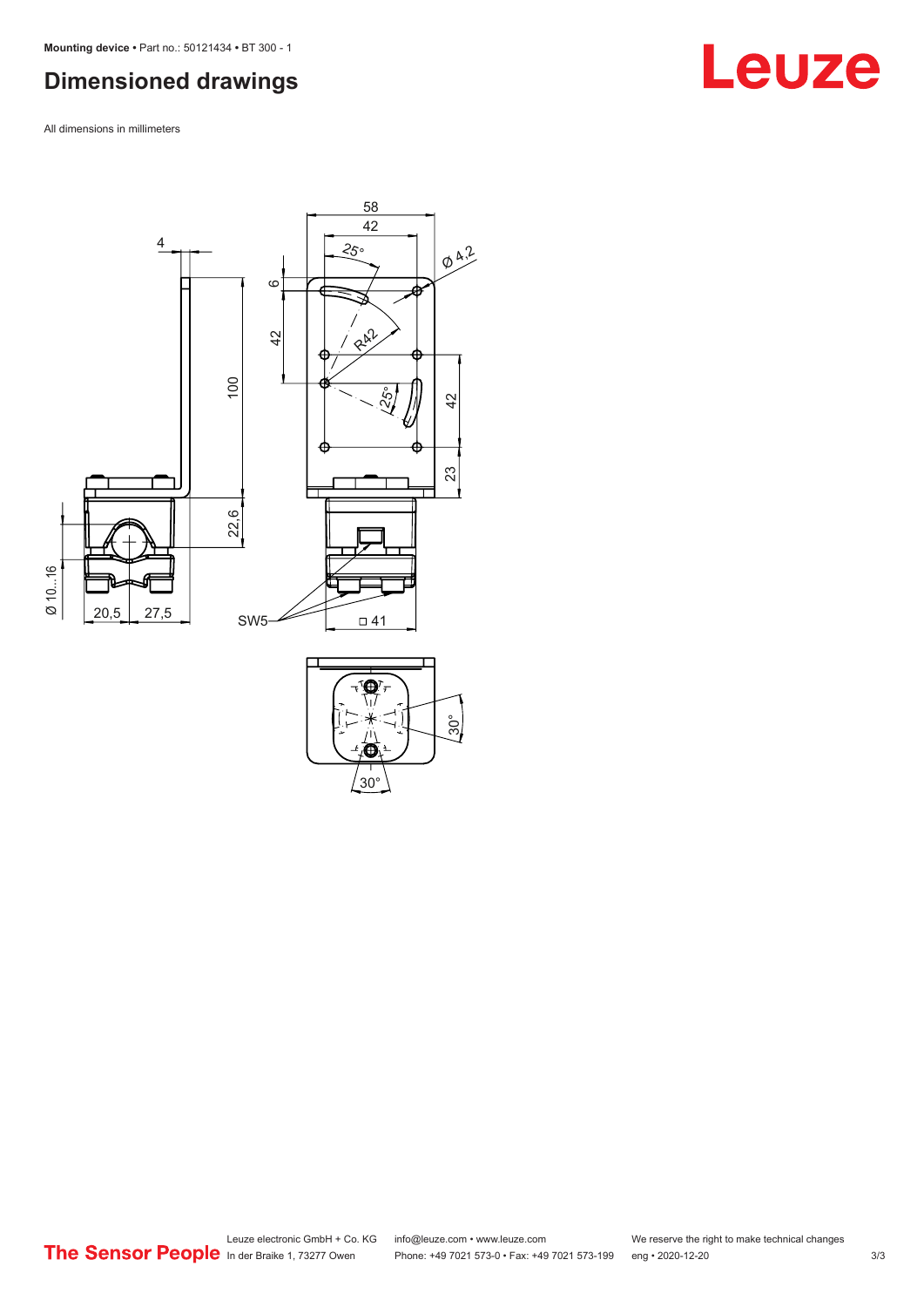## Dimensioned drawings

All dimensions in millimeters

4

100

22,6

Ø 10...16

20,5

27,5

58

42

25°

Ø 4,2

6

42

R42

25°

42

23

SW5

□ 41

30°

30°